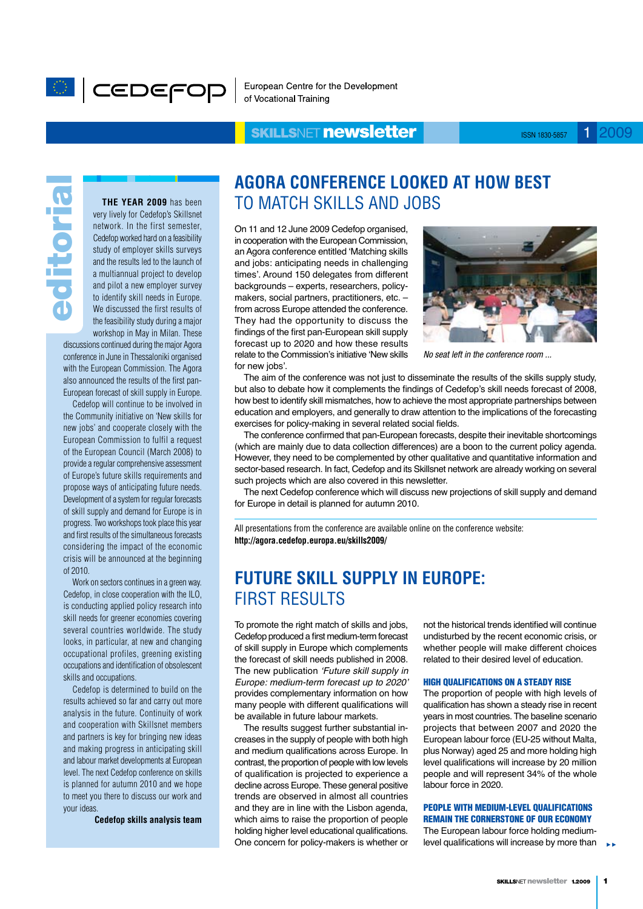cedefop

European Centre for the Development of Vocational Training

**SKILLSNET newsletter** ISSN 1830-5857 1 2009

## editorial

**THE YEAR 2009** has been very lively for Cedefop's Skillsnet network. In the first semester, Cedefop worked hard on a feasibility study of employer skills surveys and the results led to the launch of a multiannual project to develop and pilot a new employer survey to identify skill needs in Europe. We discussed the first results of the feasibility study during a major workshop in May in Milan. These discussions continued during the major Agora conference in June in Thessaloniki organised with the European Commission. The Agora also announced the results of the first pan-European forecast of skill supply in Europe.

Cedefop will continue to be involved in the Community initiative on 'New skills for new jobs' and cooperate closely with the European Commission to fulfil a request of the European Council (March 2008) to provide a regular comprehensive assessment of Europe's future skills requirements and propose ways of anticipating future needs. Development of a system for regular forecasts of skill supply and demand for Europe is in progress. Two workshops took place this year and first results of the simultaneous forecasts considering the impact of the economic crisis will be announced at the beginning of 2010.

Work on sectors continues in a green way. Cedefop, in close cooperation with the ILO, is conducting applied policy research into skill needs for greener economies covering several countries worldwide. The study looks, in particular, at new and changing occupational profiles, greening existing occupations and identification of obsolescent skills and occupations.

Cedefop is determined to build on the results achieved so far and carry out more analysis in the future. Continuity of work and cooperation with Skillsnet members and partners is key for bringing new ideas and making progress in anticipating skill and labour market developments at European level. The next Cedefop conference on skills is planned for autumn 2010 and we hope to meet you there to discuss our work and your ideas.

**Cedefop skills analysis team**

# AGORA CONFERENCE LOOKED AT HOW BEST TO MATCH SKILLS AND JOBS

On 11 and 12 June 2009 Cedefop organised, in cooperation with the European Commission, an Agora conference entitled 'Matching skills and jobs: anticipating needs in challenging times'. Around 150 delegates from different backgrounds – experts, researchers, policy-makers, social partners, practitioners, etc. – from across Europe attended the conference. They had the opportunity to discuss the findings of the first pan-European skill supply forecast up to 2020 and how these results relate to the Commission's initiative 'New skills for new jobs'.

*No seat left in the conference room ...*

The aim of the conference was not just to disseminate the results of the skills supply study, but also to debate how it complements the findings of Cedefop's skill needs forecast of 2008, how best to identify skill mismatches, how to achieve the most appropriate partnerships between education and employers, and generally to draw attention to the implications of the forecasting exercises for policy-making in several related social fields.

The conference confirmed that pan-European forecasts, despite their inevitable shortcomings (which are mainly due to data collection differences) are a boon to the current policy agenda. However, they need to be complemented by other qualitative and quantitative information and sector-based research. In fact, Cedefop and its Skillsnet network are already working on several such projects which are also covered in this newsletter.

The next Cedefop conference which will discuss new projections of skill supply and demand for Europe in detail is planned for autumn 2010.

All presentations from the conference are available online on the conference website: **http://agora.cedefop.europa.eu/skills2009/**

# FUTURE SKILL SUPPLY IN EUROPE: FIRST RESULTS

To promote the right match of skills and jobs, Cedefop produced a first medium-term forecast of skill supply in Europe which complements the forecast of skill needs published in 2008. The new publication *'Future skill supply in Europe: medium-term forecast up to 2020'* provides complementary information on how many people with different qualifications will be available in future labour markets.

The results suggest further substantial increases in the supply of people with both high and medium qualifications across Europe. In contrast, the proportion of people with low levels of qualification is projected to experience a decline across Europe. These general positive trends are observed in almost all countries and they are in line with the Lisbon agenda, which aims to raise the proportion of people holding higher level educational qualifications. One concern for policy-makers is whether or not the historical trends identified will continue undisturbed by the recent economic crisis, or whether people will make different choices related to their desired level of education.

### HIGH QUALIFICATIONS ON A STEADY RISE

The proportion of people with high levels of qualification has shown a steady rise in recent years in most countries. The baseline scenario projects that between 2007 and 2020 the European labour force (EU-25 without Malta, plus Norway) aged 25 and more holding high level qualifications will increase by 20 million people and will represent 34% of the whole labour force in 2020.

### PEOPLE WITH MEDIUM-LEVEL QUALIFICATIONS REMAIN THE CORNERSTONE OF OUR ECONOMY

The European labour force holding medium-level qualifications will increase by more than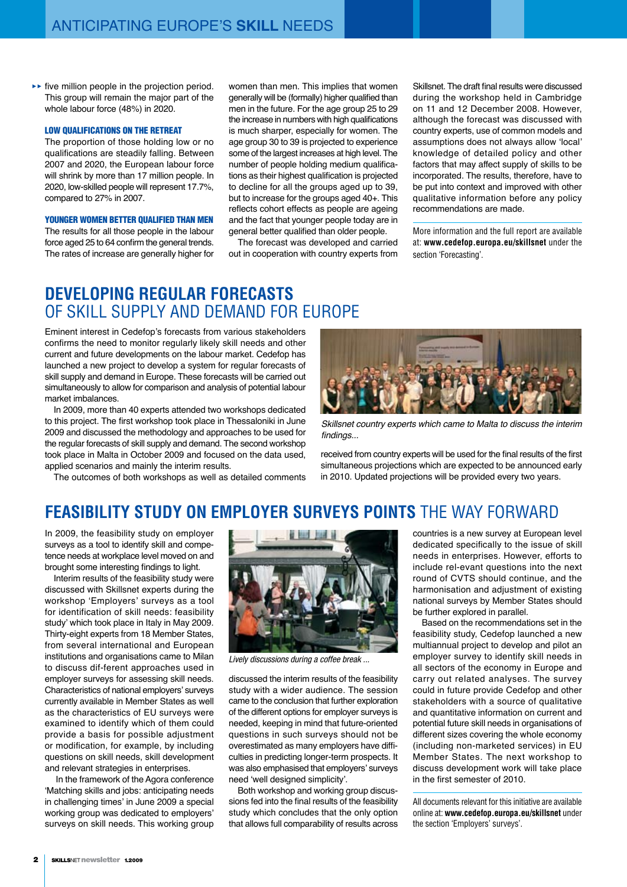five million people in the projection period. This group will remain the major part of the whole labour force (48%) in 2020.

### LOW QUALIFICATIONS ON THE RETREAT

The proportion of those holding low or no qualifications are steadily falling. Between 2007 and 2020, the European labour force will shrink by more than 17 million people. In 2020, low-skilled people will represent 17.7%, compared to 27% in 2007.

### YOUNGER WOMEN BETTER QUALIFIED THAN MEN

The results for all those people in the labour force aged 25 to 64 confirm the general trends. The rates of increase are generally higher for women than men. This implies that women generally will be (formally) higher qualified than men in the future. For the age group 25 to 29 the increase in numbers with high qualifications is much sharper, especially for women. The age group 30 to 39 is projected to experience some of the largest increases at high level. The number of people holding medium qualifications as their highest qualification is projected to decline for all the groups aged up to 39, but to increase for the groups aged 40+. This reflects cohort effects as people are ageing and the fact that younger people today are in general better qualified than older people.

The forecast was developed and carried out in cooperation with country experts from Skillsnet. The draft final results were discussed during the workshop held in Cambridge on 11 and 12 December 2008. However, although the forecast was discussed with country experts, use of common models and assumptions does not always allow 'local' knowledge of detailed policy and other factors that may affect supply of skills to be incorporated. The results, therefore, have to be put into context and improved with other qualitative information before any policy recommendations are made.

More information and the full report are available at: **www.cedefop.europa.eu/skillsnet** under the section 'Forecasting'.

## DEVELOPING REGULAR FORECASTS OF SKILL SUPPLY AND DEMAND FOR EUROPE

Eminent interest in Cedefop's forecasts from various stakeholders confirms the need to monitor regularly likely skill needs and other current and future developments on the labour market. Cedefop has launched a new project to develop a system for regular forecasts of skill supply and demand in Europe. These forecasts will be carried out simultaneously to allow for comparison and analysis of potential labour market imbalances.

In 2009, more than 40 experts attended two workshops dedicated to this project. The first workshop took place in Thessaloniki in June 2009 and discussed the methodology and approaches to be used for the regular forecasts of skill supply and demand. The second workshop took place in Malta in October 2009 and focused on the data used, applied scenarios and mainly the interim results.

*Skillsnet country experts which came to Malta to discuss the interim findings...*

The outcomes of both workshops as well as detailed comments received from country experts will be used for the final results of the first simultaneous projections which are expected to be announced early in 2010. Updated projections will be provided every two years.

## FEASIBILITY STUDY ON EMPLOYER SURVEYS POINTS THE WAY FORWARD

In 2009, the feasibility study on employer surveys as a tool to identify skill and competence needs at workplace level moved on and brought some interesting findings to light.

Interim results of the feasibility study were discussed with Skillsnet experts during the workshop 'Employers' surveys as a tool for identification of skill needs: feasibility study' which took place in Italy in May 2009. Thirty-eight experts from 18 Member States, from several international and European institutions and organisations came to Milan to discuss dif-ferent approaches used in employer surveys for assessing skill needs. Characteristics of national employers' surveys currently available in Member States as well as the characteristics of EU surveys were examined to identify which of them could provide a basis for possible adjustment or modification, for example, by including questions on skill needs, skill development and relevant strategies in enterprises.

In the framework of the Agora conference 'Matching skills and jobs: anticipating needs in challenging times' in June 2009 a special working group was dedicated to employers' surveys on skill needs. This working group discussed the interim results of the feasibility study with a wider audience. The session came to the conclusion that further exploration of the different options for employer surveys is needed, keeping in mind that future-oriented questions in such surveys should not be overestimated as many employers have diffi-culties in predicting longer-term prospects. It was also emphasised that employers' surveys need 'well designed simplicity'.

*Lively discussions during a coffee break ...*

Both workshop and working group discussions fed into the final results of the feasibility study which concludes that the only option that allows full comparability of results across countries is a new survey at European level dedicated specifically to the issue of skill needs in enterprises. However, efforts to include rel-evant questions into the next round of CVTS should continue, and the harmonisation and adjustment of existing national surveys by Member States should be further explored in parallel.

Based on the recommendations set in the feasibility study, Cedefop launched a new multiannual project to develop and pilot an employer survey to identify skill needs in all sectors of the economy in Europe and carry out related analyses. The survey could in future provide Cedefop and other stakeholders with a source of qualitative and quantitative information on current and potential future skill needs in organisations of different sizes covering the whole economy (including non-marketed services) in EU Member States. The next workshop to discuss development work will take place in the first semester of 2010.

All documents relevant for this initiative are available online at: **www.cedefop.europa.eu/skillsnet** under the section 'Employers' surveys'.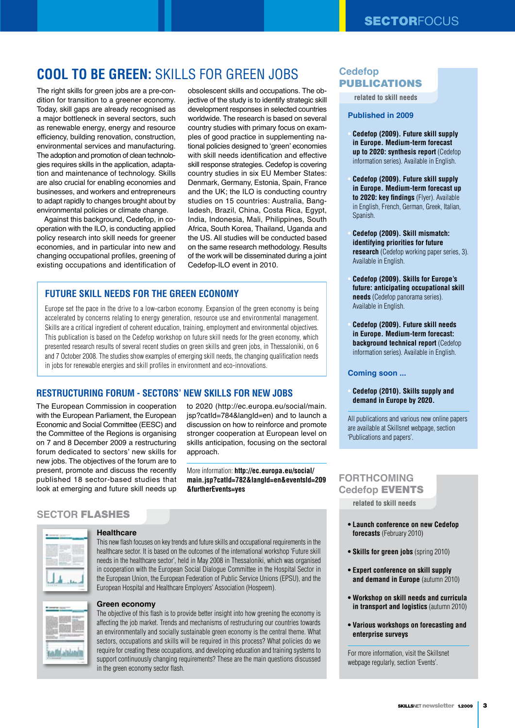# COOL TO BE GREEN: SKILLS FOR GREEN JOBS

The right skills for green jobs are a pre-condition for transition to a greener economy. Today, skill gaps are already recognised as a major bottleneck in several sectors, such as renewable energy, energy and resource efficiency, building renovation, construction, environmental services and manufacturing. The adoption and promotion of clean technologies requires skills in the application, adaptation and maintenance of technology. Skills are also crucial for enabling economies and businesses, and workers and entrepreneurs to adapt rapidly to changes brought about by environmental policies or climate change.

Against this background, Cedefop, in cooperation with the ILO, is conducting applied policy research into skill needs for greener economies, and in particular into new and changing occupational profiles, greening of existing occupations and identification of obsolescent skills and occupations. The objective of the study is to identify strategic skill development responses in selected countries worldwide. The research is based on several country studies with primary focus on examples of good practice in supplementing national policies designed to 'green' economies with skill needs identification and effective skill response strategies. Cedefop is covering country studies in six EU Member States: Denmark, Germany, Estonia, Spain, France and the UK; the ILO is conducting country studies on 15 countries: Australia, Bangladesh, Brazil, China, Costa Rica, Egypt, India, Indonesia, Mali, Philippines, South Africa, South Korea, Thailand, Uganda and the US. All studies will be conducted based on the same research methodology. Results of the work will be disseminated during a joint Cedefop-ILO event in 2010.

## FUTURE SKILL NEEDS FOR THE GREEN ECONOMY

Europe set the pace in the drive to a low-carbon economy. Expansion of the green economy is being accelerated by concerns relating to energy generation, resource use and environmental management. Skills are a critical ingredient of coherent education, training, employment and environmental objectives. This publication is based on the Cedefop workshop on future skill needs for the green economy, which presented research results of several recent studies on green skills and green jobs, in Thessaloniki, on 6 and 7 October 2008. The studies show examples of emerging skill needs, the changing qualification needs in jobs for renewable energies and skill profiles in environment and eco-innovations.

## RESTRUCTURING FORUM - SECTORS' NEW SKILLS FOR NEW JOBS

The European Commission in cooperation with the European Parliament, the European Economic and Social Committee (EESC) and the Committee of the Regions is organising on 7 and 8 December 2009 a restructuring forum dedicated to sectors' new skills for new jobs. The objectives of the forum are to present, promote and discuss the recently published 18 sector-based studies that look at emerging and future skill needs up to 2020 (http://ec.europa.eu/social/main.jsp?catId=784&langId=en) and to launch a discussion on how to reinforce and promote stronger cooperation at European level on skills anticipation, focusing on the sectoral approach.

More information: **http://ec.europa.eu/social/main.jsp?catId=782&langId=en&eventsId=209&furtherEvents=yes**

## SECTOR FLASHES

### Healthcare

This new flash focuses on key trends and future skills and occupational requirements in the healthcare sector. It is based on the outcomes of the international workshop 'Future skill needs in the healthcare sector', held in May 2008 in Thessaloniki, which was organised in cooperation with the European Social Dialogue Committee in the Hospital Sector in the European Union, the European Federation of Public Service Unions (EPSU), and the European Hospital and Healthcare Employers' Association (Hospeem).

### Green economy

The objective of this flash is to provide better insight into how greening the economy is affecting the job market. Trends and mechanisms of restructuring our countries towards an environmentally and socially sustainable green economy is the central theme. What sectors, occupations and skills will be required in this process? What policies do we require for creating these occupations, and developing education and training systems to support continuously changing requirements? These are the main questions discussed in the green economy sector flash.

## Cedefop PUBLICATIONS

related to skill needs

### Published in 2009

- **Cedefop (2009). Future skill supply in Europe. Medium-term forecast up to 2020: synthesis report** (Cedefop information series). Available in English.
- **Cedefop (2009). Future skill supply in Europe. Medium-term forecast up to 2020: key findings** (Flyer). Available in English, French, German, Greek, Italian, Spanish.
- **Cedefop (2009). Skill mismatch: identifying priorities for future research** (Cedefop working paper series, 3). Available in English.
- **Cedefop (2009). Skills for Europe's future: anticipating occupational skill needs** (Cedefop panorama series). Available in English.
- **Cedefop (2009). Future skill needs in Europe. Medium-term forecast: background technical report** (Cedefop information series). Available in English.

### Coming soon ...

- **Cedefop (2010). Skills supply and demand in Europe by 2020.**

All publications and various new online papers are available at Skillsnet webpage, section 'Publications and papers'.

## FORTHCOMING Cedefop EVENTS

related to skill needs

- **Launch conference on new Cedefop forecasts** (February 2010)
- **Skills for green jobs** (spring 2010)
- **Expert conference on skill supply and demand in Europe** (autumn 2010)
- **Workshop on skill needs and curricula in transport and logistics** (autumn 2010)
- **Various workshops on forecasting and enterprise surveys**

For more information, visit the Skillsnet webpage regularly, section 'Events'.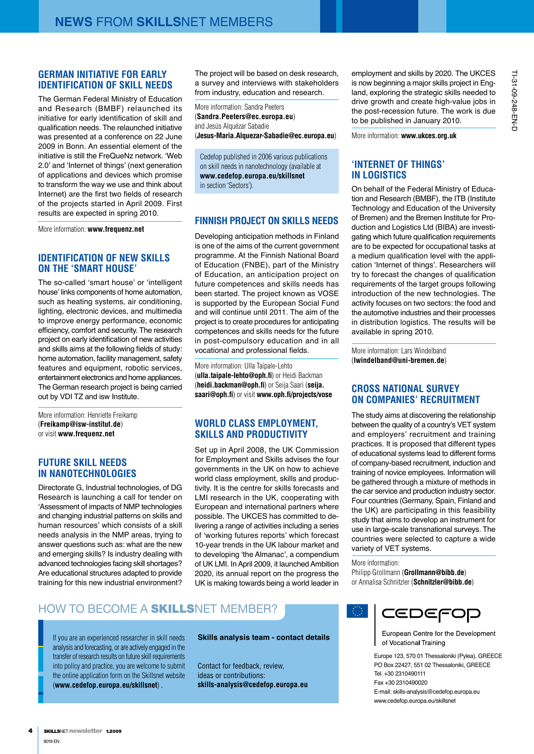# NEWS FROM SKILLSNET MEMBERS

## GERMAN INITIATIVE FOR EARLY IDENTIFICATION OF SKILL NEEDS

The German Federal Ministry of Education and Research (BMBF) relaunched its initiative for early identification of skill and qualification needs. The relaunched initiative was presented at a conference on 22 June 2009 in Bonn. An essential element of the initiative is still the FreQueNz network. 'Web 2.0' and 'Internet of things' (next generation of applications and devices which promise to transform the way we use and think about Internet) are the first two fields of research of the projects started in April 2009. First results are expected in spring 2010.

More information: **www.frequenz.net**

## IDENTIFICATION OF NEW SKILLS ON THE 'SMART HOUSE'

The so-called 'smart house' or 'intelligent house' links components of home automation, such as heating systems, air conditioning, lighting, electronic devices, and multimedia to improve energy performance, economic efficiency, comfort and security. The research project on early identification of new activities and skills aims at the following fields of study: home automation, facility management, safety features and equipment, robotic services, entertainment electronics and home appliances. The German research project is being carried out by VDI TZ and isw Institute.

More information: Henriette Freikamp (**Freikamp@isw-institut.de**) or visit **www.frequenz.net**

## FUTURE SKILL NEEDS IN NANOTECHNOLOGIES

Directorate G, Industrial technologies, of DG Research is launching a call for tender on 'Assessment of impacts of NMP technologies and changing industrial patterns on skills and human resources' which consists of a skill needs analysis in the NMP areas, trying to answer questions such as: what are the new and emerging skills? Is industry dealing with advanced technologies facing skill shortages? Are educational structures adapted to provide training for this new industrial environment? The project will be based on desk research, a survey and interviews with stakeholders from industry, education and research.

More information: Sandra Peeters (**Sandra.Peeters@ec.europa.eu**) and Jesús Alquézar Sabadie (**Jesus-Maria.Alquezar-Sabadie@ec.europa.eu**)

Cedefop published in 2006 various publications on skill needs in nanotechnology (available at **www.cedefop.europa.eu/skillsnet** in section 'Sectors').

## FINNISH PROJECT ON SKILLS NEEDS

Developing anticipation methods in Finland is one of the aims of the current government programme. At the Finnish National Board of Education (FNBE), part of the Ministry of Education, an anticipation project on future competences and skills needs has been started. The project known as VOSE is supported by the European Social Fund and will continue until 2011. The aim of the project is to create procedures for anticipating competences and skills needs for the future in post-compulsory education and in all vocational and professional fields.

More information: Ulla Taipale-Lehto (**ulla.taipale-lehto@oph.fi**) or Heidi Backman (**heidi.backman@oph.fi**) or Seija Saari (**seija.saari@oph.fi**) or visit **www.oph.fi/projects/vose**

## WORLD CLASS EMPLOYMENT, SKILLS AND PRODUCTIVITY

Set up in April 2008, the UK Commission for Employment and Skills advises the four governments in the UK on how to achieve world class employment, skills and productivity. It is the centre for skills forecasts and LMI research in the UK, cooperating with European and international partners where possible. The UKCES has committed to delivering a range of activities including a series of 'working futures reports' which forecast 10-year trends in the UK labour market and to developing 'the Almanac', a compendium of UK LMI. In April 2009, it launched Ambition 2020, its annual report on the progress the UK is making towards being a world leader in employment and skills by 2020. The UKCES is now beginning a major skills project in England, exploring the strategic skills needed to drive growth and create high-value jobs in the post-recession future. The work is due to be published in January 2010.

More information: **www.ukces.org.uk**

## 'INTERNET OF THINGS' IN LOGISTICS

On behalf of the Federal Ministry of Education and Research (BMBF), the ITB (Institute Technology and Education of the University of Bremen) and the Bremen Institute for Production and Logistics Ltd (BIBA) are investigating which future qualification requirements are to be expected for occupational tasks at a medium qualification level with the application 'Internet of things'. Researchers will try to forecast the changes of qualification requirements of the target groups following introduction of the new technologies. The activity focuses on two sectors: the food and the automotive industries and their processes in distribution logistics. The results will be available in spring 2010.

More information: Lars Windelband (**lwindelband@uni-bremen.de**)

## CROSS NATIONAL SURVEY ON COMPANIES' RECRUITMENT

The study aims at discovering the relationship between the quality of a country's VET system and employers' recruitment and training practices. It is proposed that different types of educational systems lead to different forms of company-based recruitment, induction and training of novice employees. Information will be gathered through a mixture of methods in the car service and production industry sector. Four countries (Germany, Spain, Finland and the UK) are participating in this feasibility study that aims to develop an instrument for use in large-scale transnational surveys. The countries were selected to capture a wide variety of VET systems.

More information:
Philipp Grollmann (**Grollmann@bibb.de**)
or Annalisa Schnitzler (**Schnitzler@bibb.de**)

## HOW TO BECOME A SKILLSNET MEMBER?

If you are an experienced researcher in skill needs analysis and forecasting, or are actively engaged in the transfer of research results on future skill requirements into policy and practice, you are welcome to submit the online application form on the Skillsnet website (**www.cedefop.europa.eu/skillsnet**).

**Skills analysis team - contact details**

Contact for feedback, review, ideas or contributions:
**skills-analysis@cedefop.europa.eu**

CEDEFOP
European Centre for the Development of Vocational Training

Europe 123, 570 01 Thessaloniki (Pylea), GREECE
PO Box 22427, 551 02 Thessaloniki, GREECE
Tel. +30 2310490111
Fax +30 2310490020
E-mail: skills-analysis@cedefop.europa.eu
www.cedefop.europa.eu/skillsnet

TI-31-09-248-EN-D

9019 EN